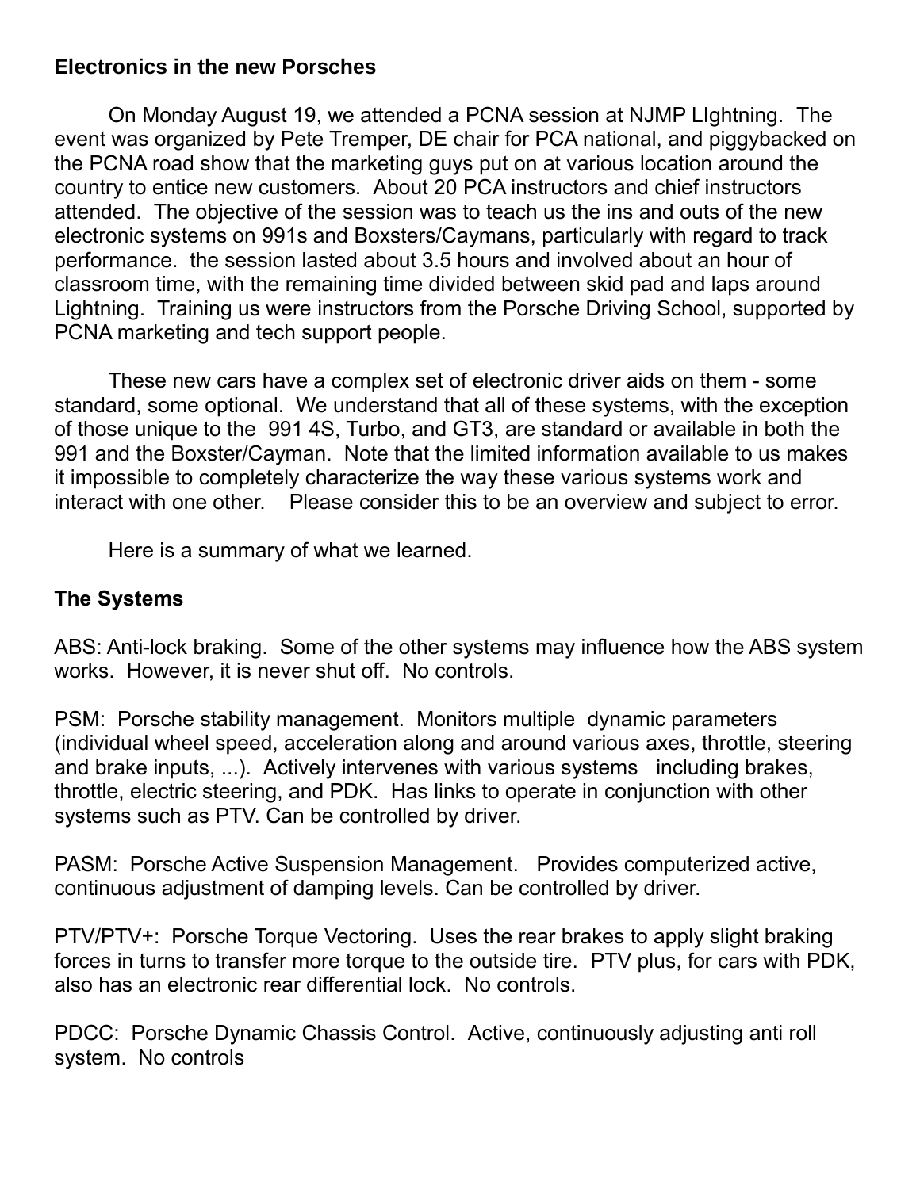**Electronics in the new Porsches**

On Monday August 19, we attended a PCNA session at NJMP LIghtning. The event was organized by Pete Tremper, DE chair for PCA national, and piggybacked on the PCNA road show that the marketing guys put on at various location around the country to entice new customers. About 20 PCA instructors and chief instructors attended. The objective of the session was to teach us the ins and outs of the new electronic systems on 991s and Boxsters/Caymans, particularly with regard to track performance. the session lasted about 3.5 hours and involved about an hour of classroom time, with the remaining time divided between skid pad and laps around Lightning. Training us were instructors from the Porsche Driving School, supported by PCNA marketing and tech support people.

These new cars have a complex set of electronic driver aids on them - some standard, some optional. We understand that all of these systems, with the exception of those unique to the 991 4S, Turbo, and GT3, are standard or available in both the 991 and the Boxster/Cayman. Note that the limited information available to us makes it impossible to completely characterize the way these various systems work and interact with one other. Please consider this to be an overview and subject to error.

Here is a summary of what we learned.

**The Systems**

ABS: Anti-lock braking. Some of the other systems may influence how the ABS system works. However, it is never shut off. No controls.

PSM: Porsche stability management. Monitors multiple dynamic parameters (individual wheel speed, acceleration along and around various axes, throttle, steering and brake inputs, ...). Actively intervenes with various systems including brakes, throttle, electric steering, and PDK. Has links to operate in conjunction with other systems such as PTV. Can be controlled by driver.

PASM: Porsche Active Suspension Management. Provides computerized active, continuous adjustment of damping levels. Can be controlled by driver.

PTV/PTV+: Porsche Torque Vectoring. Uses the rear brakes to apply slight braking forces in turns to transfer more torque to the outside tire. PTV plus, for cars with PDK, also has an electronic rear differential lock. No controls.

PDCC: Porsche Dynamic Chassis Control. Active, continuously adjusting anti roll system. No controls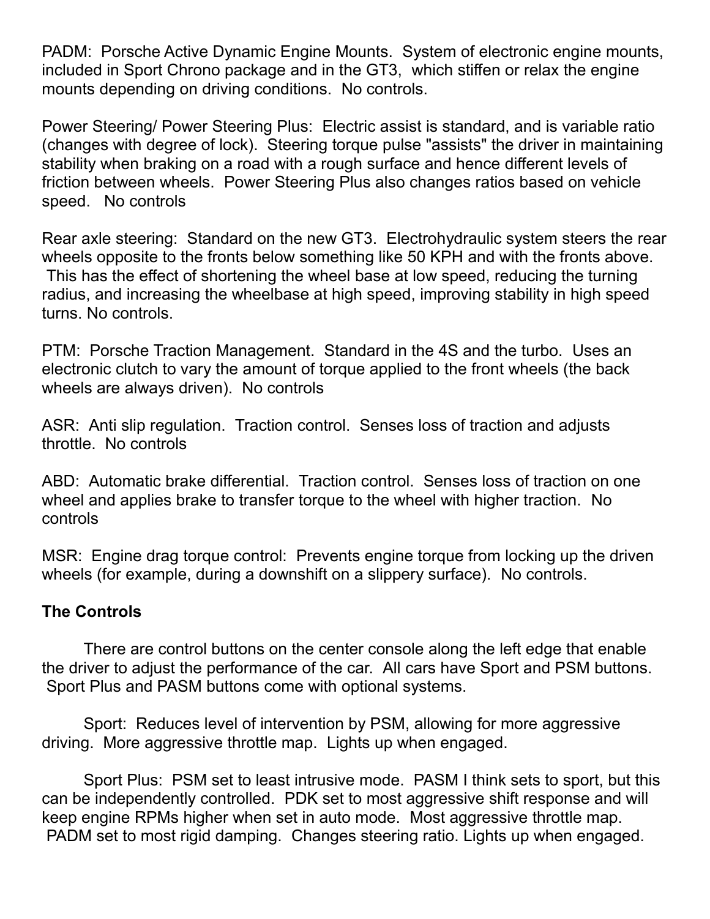PADM:  Porsche Active Dynamic Engine Mounts.  System of electronic engine mounts, included in Sport Chrono package and in the GT3,  which stiffen or relax the engine mounts depending on driving conditions.  No controls.

Power Steering/ Power Steering Plus:  Electric assist is standard, and is variable ratio (changes with degree of lock).  Steering torque pulse "assists" the driver in maintaining stability when braking on a road with a rough surface and hence different levels of friction between wheels.  Power Steering Plus also changes ratios based on vehicle speed.   No controls

Rear axle steering:  Standard on the new GT3.  Electrohydraulic system steers the rear wheels opposite to the fronts below something like 50 KPH and with the fronts above.  This has the effect of shortening the wheel base at low speed, reducing the turning radius, and increasing the wheelbase at high speed, improving stability in high speed turns. No controls.

PTM:  Porsche Traction Management.  Standard in the 4S and the turbo.  Uses an electronic clutch to vary the amount of torque applied to the front wheels (the back wheels are always driven).  No controls

ASR:  Anti slip regulation.  Traction control.  Senses loss of traction and adjusts throttle.  No controls

ABD:  Automatic brake differential.  Traction control.  Senses loss of traction on one wheel and applies brake to transfer torque to the wheel with higher traction.  No controls

MSR:  Engine drag torque control:  Prevents engine torque from locking up the driven wheels (for example, during a downshift on a slippery surface).  No controls.

**The Controls**

There are control buttons on the center console along the left edge that enable the driver to adjust the performance of the car.  All cars have Sport and PSM buttons.  Sport Plus and PASM buttons come with optional systems.

Sport:  Reduces level of intervention by PSM, allowing for more aggressive driving.  More aggressive throttle map.  Lights up when engaged.

Sport Plus:  PSM set to least intrusive mode.  PASM I think sets to sport, but this can be independently controlled.  PDK set to most aggressive shift response and will keep engine RPMs higher when set in auto mode.  Most aggressive throttle map.  PADM set to most rigid damping.  Changes steering ratio. Lights up when engaged.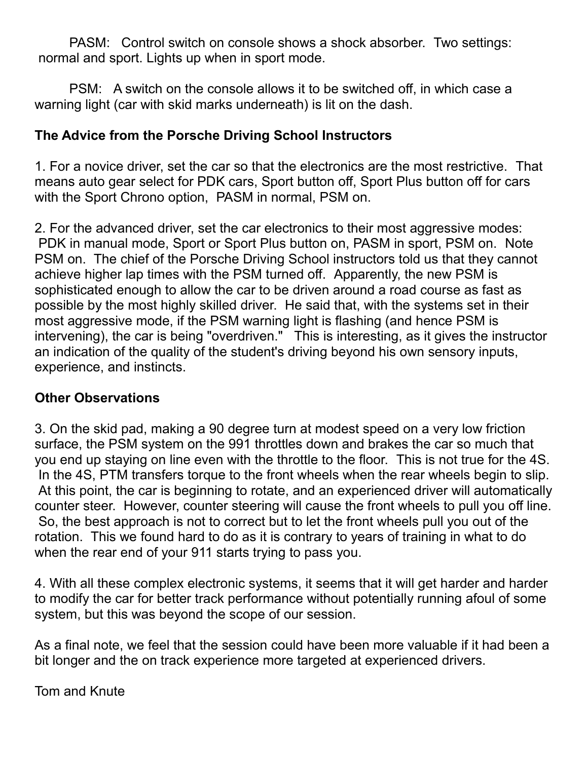PASM: Control switch on console shows a shock absorber. Two settings: normal and sport. Lights up when in sport mode.

PSM: A switch on the console allows it to be switched off, in which case a warning light (car with skid marks underneath) is lit on the dash.

**The Advice from the Porsche Driving School Instructors**

1. For a novice driver, set the car so that the electronics are the most restrictive. That means auto gear select for PDK cars, Sport button off, Sport Plus button off for cars with the Sport Chrono option, PASM in normal, PSM on.

2. For the advanced driver, set the car electronics to their most aggressive modes: PDK in manual mode, Sport or Sport Plus button on, PASM in sport, PSM on. Note PSM on. The chief of the Porsche Driving School instructors told us that they cannot achieve higher lap times with the PSM turned off. Apparently, the new PSM is sophisticated enough to allow the car to be driven around a road course as fast as possible by the most highly skilled driver. He said that, with the systems set in their most aggressive mode, if the PSM warning light is flashing (and hence PSM is intervening), the car is being "overdriven." This is interesting, as it gives the instructor an indication of the quality of the student's driving beyond his own sensory inputs, experience, and instincts.

**Other Observations**

3. On the skid pad, making a 90 degree turn at modest speed on a very low friction surface, the PSM system on the 991 throttles down and brakes the car so much that you end up staying on line even with the throttle to the floor. This is not true for the 4S. In the 4S, PTM transfers torque to the front wheels when the rear wheels begin to slip. At this point, the car is beginning to rotate, and an experienced driver will automatically counter steer. However, counter steering will cause the front wheels to pull you off line. So, the best approach is not to correct but to let the front wheels pull you out of the rotation. This we found hard to do as it is contrary to years of training in what to do when the rear end of your 911 starts trying to pass you.

4. With all these complex electronic systems, it seems that it will get harder and harder to modify the car for better track performance without potentially running afoul of some system, but this was beyond the scope of our session.

As a final note, we feel that the session could have been more valuable if it had been a bit longer and the on track experience more targeted at experienced drivers.

Tom and Knute